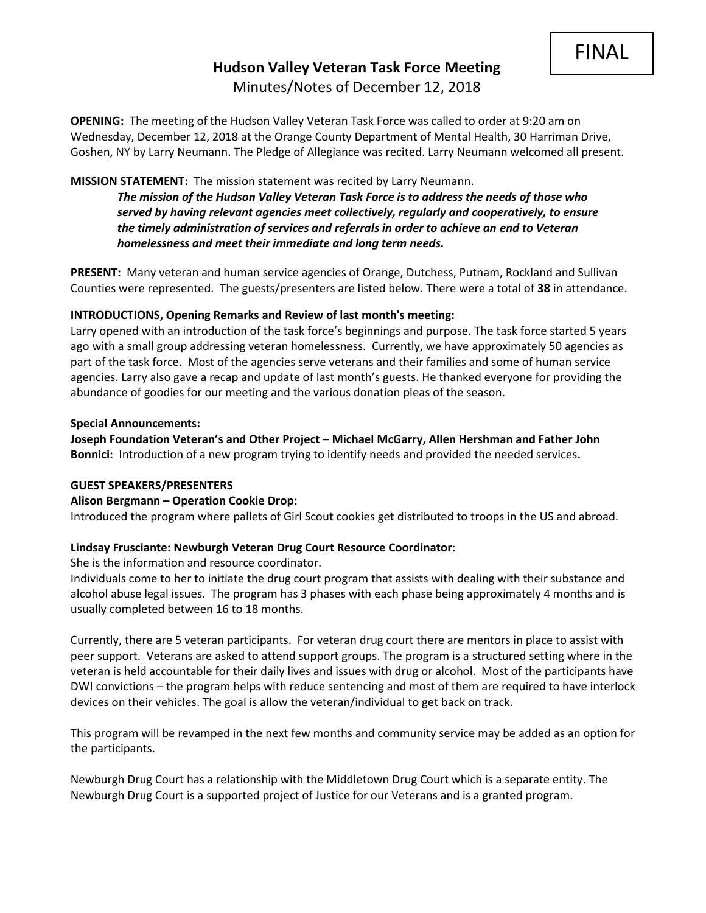FINAL

# Hudson Valley Veteran Task Force Meeting

Minutes/Notes of December 12, 2018

**OPENING:** The meeting of the Hudson Valley Veteran Task Force was called to order at 9:20 am on Wednesday, December 12, 2018 at the Orange County Department of Mental Health, 30 Harriman Drive, Goshen, NY by Larry Neumann. The Pledge of Allegiance was recited. Larry Neumann welcomed all present.

**MISSION STATEMENT:** The mission statement was recited by Larry Neumann.

> ***The mission of the Hudson Valley Veteran Task Force is to address the needs of those who served by having relevant agencies meet collectively, regularly and cooperatively, to ensure the timely administration of services and referrals in order to achieve an end to Veteran homelessness and meet their immediate and long term needs.***

**PRESENT:** Many veteran and human service agencies of Orange, Dutchess, Putnam, Rockland and Sullivan Counties were represented. The guests/presenters are listed below. There were a total of **38** in attendance.

**INTRODUCTIONS, Opening Remarks and Review of last month's meeting:**

Larry opened with an introduction of the task force's beginnings and purpose. The task force started 5 years ago with a small group addressing veteran homelessness. Currently, we have approximately 50 agencies as part of the task force. Most of the agencies serve veterans and their families and some of human service agencies. Larry also gave a recap and update of last month's guests. He thanked everyone for providing the abundance of goodies for our meeting and the various donation pleas of the season.

**Special Announcements:**

**Joseph Foundation Veteran's and Other Project – Michael McGarry, Allen Hershman and Father John Bonnici:** Introduction of a new program trying to identify needs and provided the needed services**.**

**GUEST SPEAKERS/PRESENTERS**

**Alison Bergmann – Operation Cookie Drop:**

Introduced the program where pallets of Girl Scout cookies get distributed to troops in the US and abroad.

**Lindsay Frusciante: Newburgh Veteran Drug Court Resource Coordinator**:

She is the information and resource coordinator.

Individuals come to her to initiate the drug court program that assists with dealing with their substance and alcohol abuse legal issues. The program has 3 phases with each phase being approximately 4 months and is usually completed between 16 to 18 months.

Currently, there are 5 veteran participants. For veteran drug court there are mentors in place to assist with peer support. Veterans are asked to attend support groups. The program is a structured setting where in the veteran is held accountable for their daily lives and issues with drug or alcohol. Most of the participants have DWI convictions – the program helps with reduce sentencing and most of them are required to have interlock devices on their vehicles. The goal is allow the veteran/individual to get back on track.

This program will be revamped in the next few months and community service may be added as an option for the participants.

Newburgh Drug Court has a relationship with the Middletown Drug Court which is a separate entity. The Newburgh Drug Court is a supported project of Justice for our Veterans and is a granted program.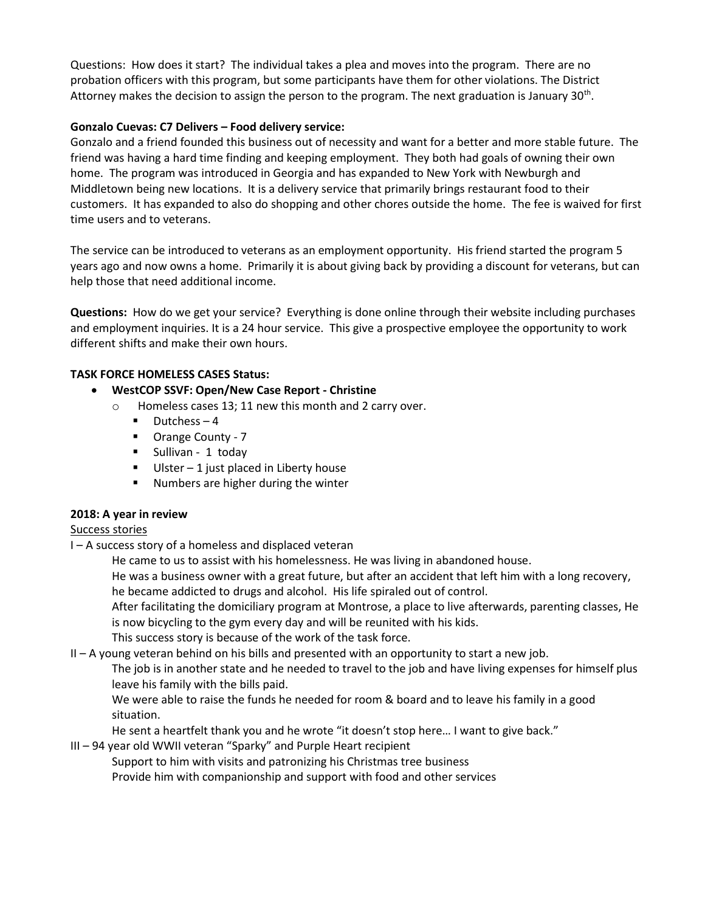Questions: How does it start? The individual takes a plea and moves into the program. There are no probation officers with this program, but some participants have them for other violations. The District Attorney makes the decision to assign the person to the program. The next graduation is January 30th.

**Gonzalo Cuevas: C7 Delivers – Food delivery service:**

Gonzalo and a friend founded this business out of necessity and want for a better and more stable future. The friend was having a hard time finding and keeping employment. They both had goals of owning their own home. The program was introduced in Georgia and has expanded to New York with Newburgh and Middletown being new locations. It is a delivery service that primarily brings restaurant food to their customers. It has expanded to also do shopping and other chores outside the home. The fee is waived for first time users and to veterans.

The service can be introduced to veterans as an employment opportunity. His friend started the program 5 years ago and now owns a home. Primarily it is about giving back by providing a discount for veterans, but can help those that need additional income.

**Questions:** How do we get your service? Everything is done online through their website including purchases and employment inquiries. It is a 24 hour service. This give a prospective employee the opportunity to work different shifts and make their own hours.

**TASK FORCE HOMELESS CASES Status:**

- **WestCOP SSVF: Open/New Case Report - Christine**
  - Homeless cases 13; 11 new this month and 2 carry over.
    - Dutchess – 4
    - Orange County - 7
    - Sullivan - 1 today
    - Ulster – 1 just placed in Liberty house
    - Numbers are higher during the winter

**2018: A year in review**

Success stories

I – A success story of a homeless and displaced veteran

He came to us to assist with his homelessness. He was living in abandoned house.

He was a business owner with a great future, but after an accident that left him with a long recovery, he became addicted to drugs and alcohol. His life spiraled out of control.

After facilitating the domiciliary program at Montrose, a place to live afterwards, parenting classes, He is now bicycling to the gym every day and will be reunited with his kids.

This success story is because of the work of the task force.

II – A young veteran behind on his bills and presented with an opportunity to start a new job.

The job is in another state and he needed to travel to the job and have living expenses for himself plus leave his family with the bills paid.

We were able to raise the funds he needed for room & board and to leave his family in a good situation.

He sent a heartfelt thank you and he wrote "it doesn't stop here… I want to give back."

III – 94 year old WWII veteran "Sparky" and Purple Heart recipient

Support to him with visits and patronizing his Christmas tree business

Provide him with companionship and support with food and other services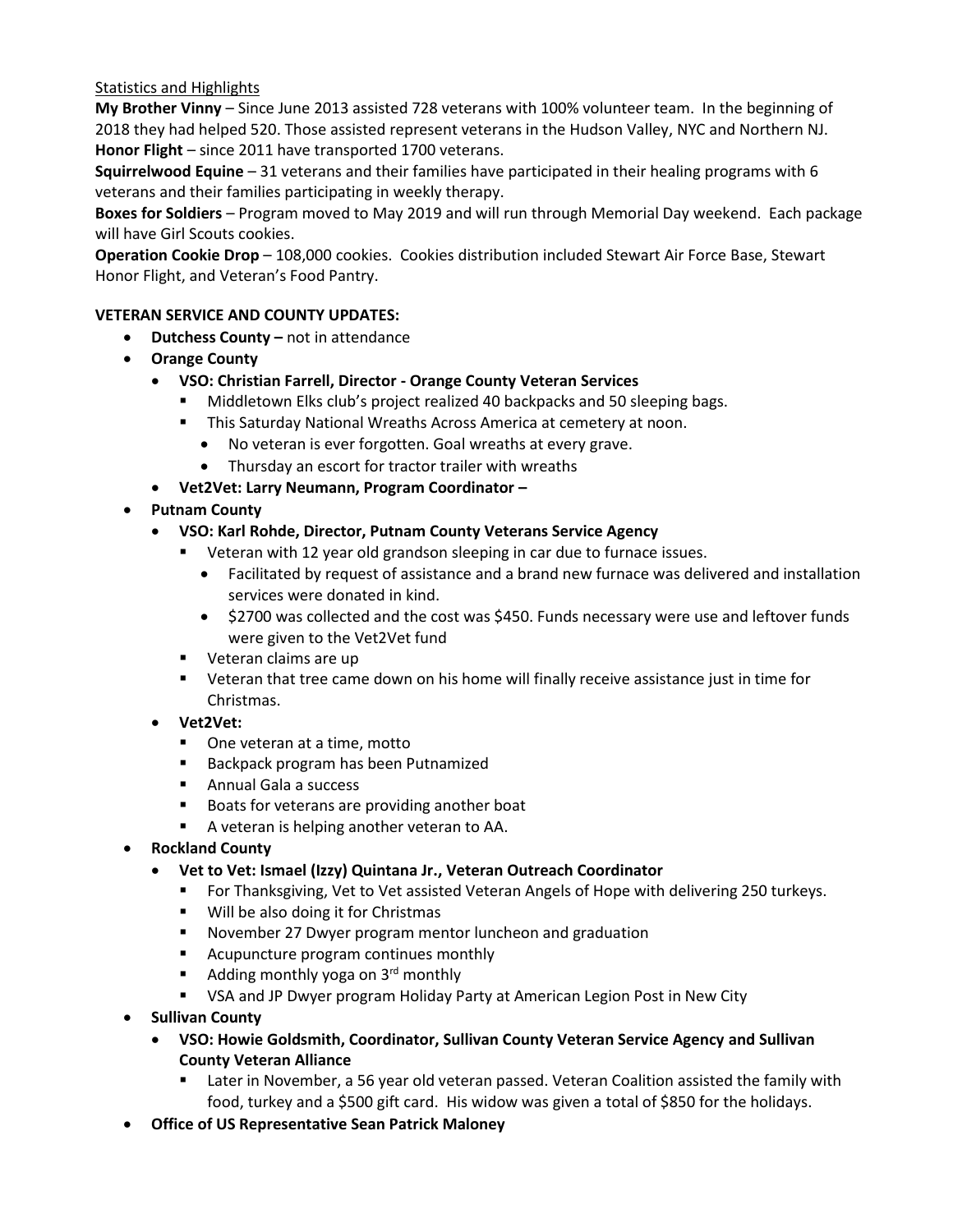<u>Statistics and Highlights</u>

**My Brother Vinny** – Since June 2013 assisted 728 veterans with 100% volunteer team. In the beginning of 2018 they had helped 520. Those assisted represent veterans in the Hudson Valley, NYC and Northern NJ.
**Honor Flight** – since 2011 have transported 1700 veterans.
**Squirrelwood Equine** – 31 veterans and their families have participated in their healing programs with 6 veterans and their families participating in weekly therapy.
**Boxes for Soldiers** – Program moved to May 2019 and will run through Memorial Day weekend. Each package will have Girl Scouts cookies.
**Operation Cookie Drop** – 108,000 cookies. Cookies distribution included Stewart Air Force Base, Stewart Honor Flight, and Veteran's Food Pantry.

**VETERAN SERVICE AND COUNTY UPDATES:**

- **Dutchess County –** not in attendance
- **Orange County**
  - **VSO: Christian Farrell, Director - Orange County Veteran Services**
    - Middletown Elks club's project realized 40 backpacks and 50 sleeping bags.
    - This Saturday National Wreaths Across America at cemetery at noon.
      - No veteran is ever forgotten. Goal wreaths at every grave.
      - Thursday an escort for tractor trailer with wreaths
  - **Vet2Vet: Larry Neumann, Program Coordinator –**
- **Putnam County**
  - **VSO: Karl Rohde, Director, Putnam County Veterans Service Agency**
    - Veteran with 12 year old grandson sleeping in car due to furnace issues.
      - Facilitated by request of assistance and a brand new furnace was delivered and installation services were donated in kind.
      - $2700 was collected and the cost was $450. Funds necessary were use and leftover funds were given to the Vet2Vet fund
    - Veteran claims are up
    - Veteran that tree came down on his home will finally receive assistance just in time for Christmas.
  - **Vet2Vet:**
    - One veteran at a time, motto
    - Backpack program has been Putnamized
    - Annual Gala a success
    - Boats for veterans are providing another boat
    - A veteran is helping another veteran to AA.
- **Rockland County**
  - **Vet to Vet: Ismael (Izzy) Quintana Jr., Veteran Outreach Coordinator**
    - For Thanksgiving, Vet to Vet assisted Veteran Angels of Hope with delivering 250 turkeys.
    - Will be also doing it for Christmas
    - November 27 Dwyer program mentor luncheon and graduation
    - Acupuncture program continues monthly
    - Adding monthly yoga on 3rd monthly
    - VSA and JP Dwyer program Holiday Party at American Legion Post in New City
- **Sullivan County**
  - **VSO: Howie Goldsmith, Coordinator, Sullivan County Veteran Service Agency and Sullivan County Veteran Alliance**
    - Later in November, a 56 year old veteran passed. Veteran Coalition assisted the family with food, turkey and a $500 gift card. His widow was given a total of $850 for the holidays.
- **Office of US Representative Sean Patrick Maloney**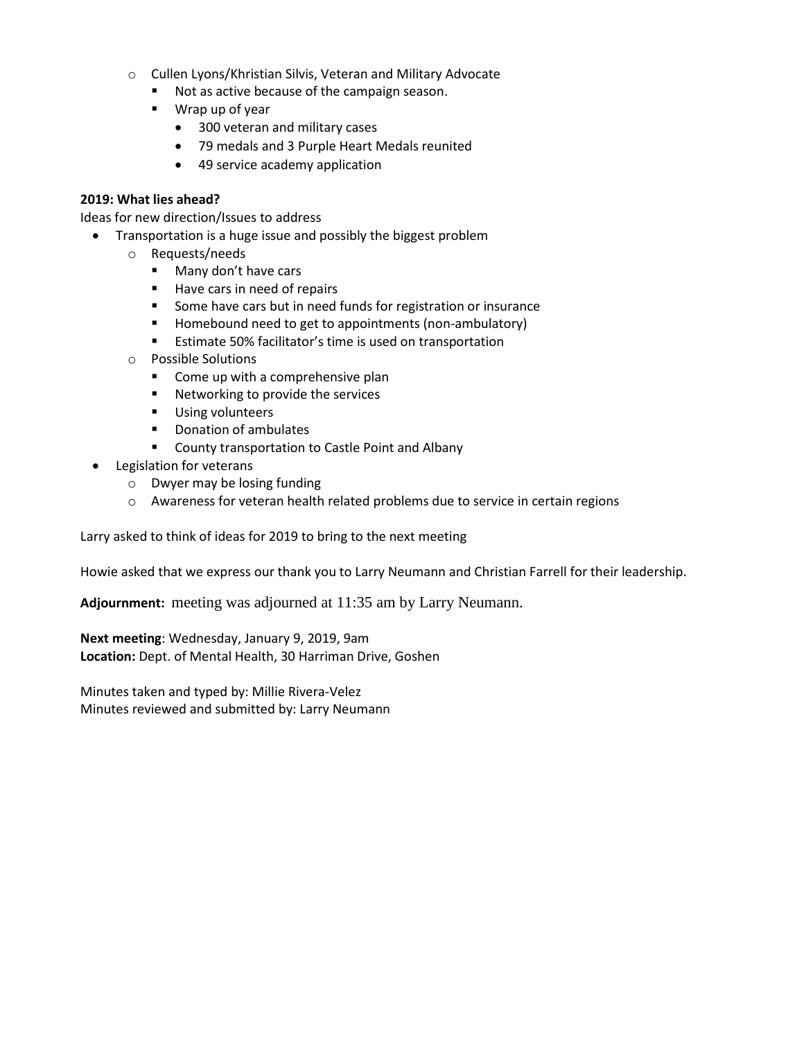- Cullen Lyons/Khristian Silvis, Veteran and Military Advocate
  - Not as active because of the campaign season.
  - Wrap up of year
    - 300 veteran and military cases
    - 79 medals and 3 Purple Heart Medals reunited
    - 49 service academy application

**2019: What lies ahead?**

Ideas for new direction/Issues to address

- Transportation is a huge issue and possibly the biggest problem
  - Requests/needs
    - Many don't have cars
    - Have cars in need of repairs
    - Some have cars but in need funds for registration or insurance
    - Homebound need to get to appointments (non-ambulatory)
    - Estimate 50% facilitator's time is used on transportation
  - Possible Solutions
    - Come up with a comprehensive plan
    - Networking to provide the services
    - Using volunteers
    - Donation of ambulates
    - County transportation to Castle Point and Albany
- Legislation for veterans
  - Dwyer may be losing funding
  - Awareness for veteran health related problems due to service in certain regions

Larry asked to think of ideas for 2019 to bring to the next meeting

Howie asked that we express our thank you to Larry Neumann and Christian Farrell for their leadership.

**Adjournment:** meeting was adjourned at 11:35 am by Larry Neumann.

**Next meeting**: Wednesday, January 9, 2019, 9am
**Location:** Dept. of Mental Health, 30 Harriman Drive, Goshen

Minutes taken and typed by: Millie Rivera-Velez
Minutes reviewed and submitted by: Larry Neumann